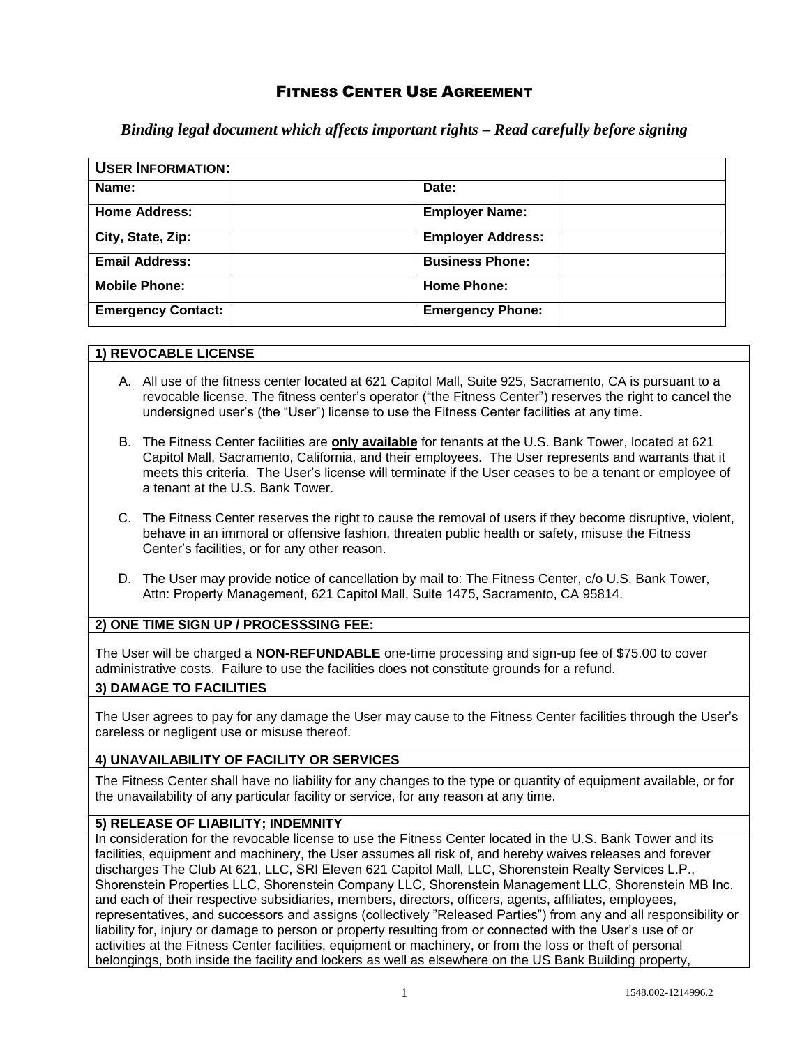# Fitness Center Use Agreement

***Binding legal document which affects important rights – Read carefully before signing***

| **User Information:** | | | |
|---|---|---|---|
| **Name:** | | **Date:** | |
| **Home Address:** | | **Employer Name:** | |
| **City, State, Zip:** | | **Employer Address:** | |
| **Email Address:** | | **Business Phone:** | |
| **Mobile Phone:** | | **Home Phone:** | |
| **Emergency Contact:** | | **Emergency Phone:** | |

### 1) REVOCABLE LICENSE

A. All use of the fitness center located at 621 Capitol Mall, Suite 925, Sacramento, CA is pursuant to a revocable license. The fitness center's operator ("the Fitness Center") reserves the right to cancel the undersigned user's (the "User") license to use the Fitness Center facilities at any time.

B. The Fitness Center facilities are **only available** for tenants at the U.S. Bank Tower, located at 621 Capitol Mall, Sacramento, California, and their employees. The User represents and warrants that it meets this criteria. The User's license will terminate if the User ceases to be a tenant or employee of a tenant at the U.S. Bank Tower.

C. The Fitness Center reserves the right to cause the removal of users if they become disruptive, violent, behave in an immoral or offensive fashion, threaten public health or safety, misuse the Fitness Center's facilities, or for any other reason.

D. The User may provide notice of cancellation by mail to: The Fitness Center, c/o U.S. Bank Tower, Attn: Property Management, 621 Capitol Mall, Suite 1475, Sacramento, CA 95814.

### 2) ONE TIME SIGN UP / PROCESSSING FEE:

The User will be charged a **NON-REFUNDABLE** one-time processing and sign-up fee of $75.00 to cover administrative costs. Failure to use the facilities does not constitute grounds for a refund.

### 3) DAMAGE TO FACILITIES

The User agrees to pay for any damage the User may cause to the Fitness Center facilities through the User's careless or negligent use or misuse thereof.

### 4) UNAVAILABILITY OF FACILITY OR SERVICES

The Fitness Center shall have no liability for any changes to the type or quantity of equipment available, or for the unavailability of any particular facility or service, for any reason at any time.

### 5) RELEASE OF LIABILITY; INDEMNITY

In consideration for the revocable license to use the Fitness Center located in the U.S. Bank Tower and its facilities, equipment and machinery, the User assumes all risk of, and hereby waives releases and forever discharges The Club At 621, LLC, SRI Eleven 621 Capitol Mall, LLC, Shorenstein Realty Services L.P., Shorenstein Properties LLC, Shorenstein Company LLC, Shorenstein Management LLC, Shorenstein MB Inc. and each of their respective subsidiaries, members, directors, officers, agents, affiliates, employees, representatives, and successors and assigns (collectively "Released Parties") from any and all responsibility or liability for, injury or damage to person or property resulting from or connected with the User's use of or activities at the Fitness Center facilities, equipment or machinery, or from the loss or theft of personal belongings, both inside the facility and lockers as well as elsewhere on the US Bank Building property,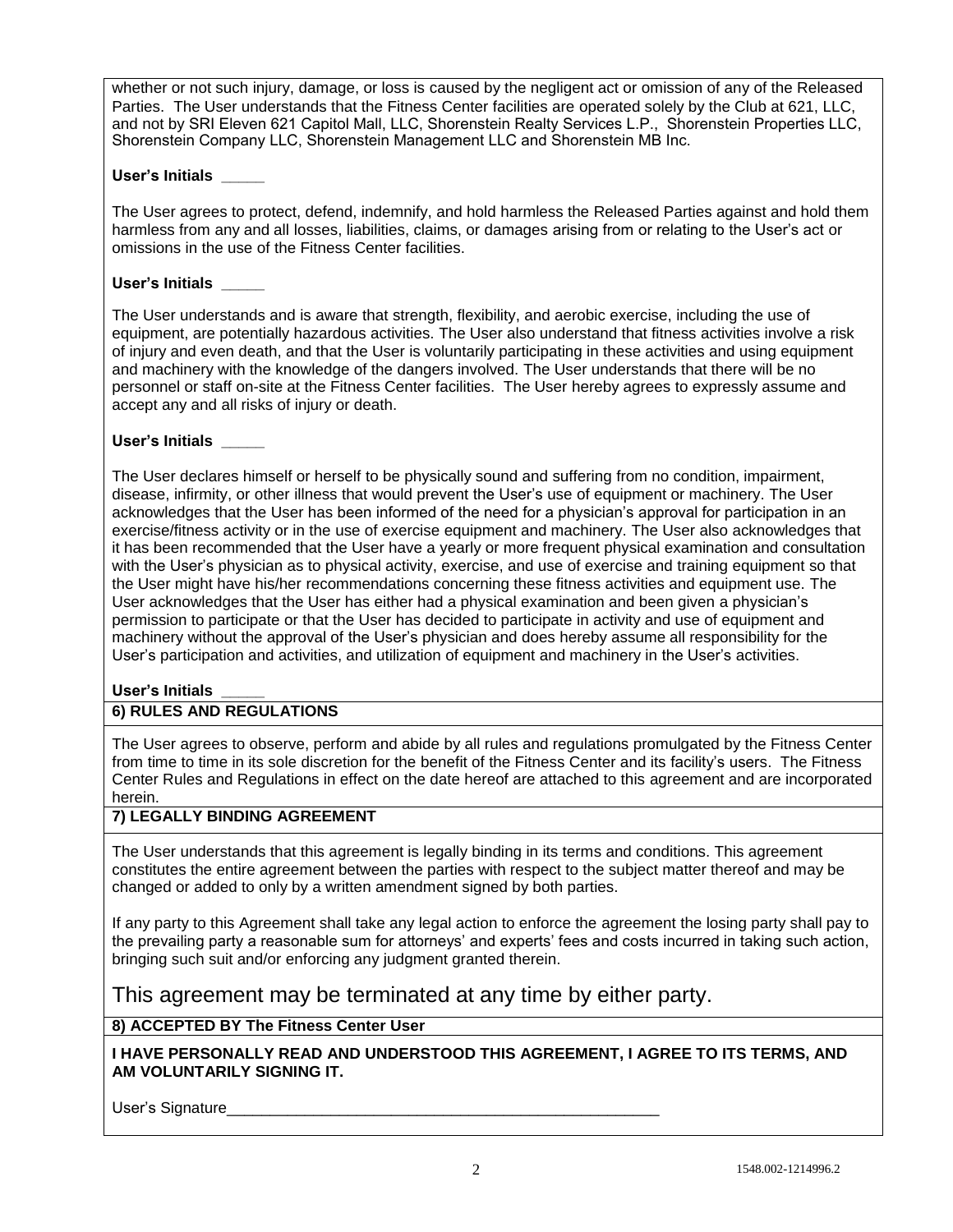whether or not such injury, damage, or loss is caused by the negligent act or omission of any of the Released Parties. The User understands that the Fitness Center facilities are operated solely by the Club at 621, LLC, and not by SRI Eleven 621 Capitol Mall, LLC, Shorenstein Realty Services L.P., Shorenstein Properties LLC, Shorenstein Company LLC, Shorenstein Management LLC and Shorenstein MB Inc.

**User's Initials \_\_\_\_\_**

The User agrees to protect, defend, indemnify, and hold harmless the Released Parties against and hold them harmless from any and all losses, liabilities, claims, or damages arising from or relating to the User's act or omissions in the use of the Fitness Center facilities.

**User's Initials \_\_\_\_\_**

The User understands and is aware that strength, flexibility, and aerobic exercise, including the use of equipment, are potentially hazardous activities. The User also understand that fitness activities involve a risk of injury and even death, and that the User is voluntarily participating in these activities and using equipment and machinery with the knowledge of the dangers involved. The User understands that there will be no personnel or staff on-site at the Fitness Center facilities. The User hereby agrees to expressly assume and accept any and all risks of injury or death.

**User's Initials \_\_\_\_\_**

The User declares himself or herself to be physically sound and suffering from no condition, impairment, disease, infirmity, or other illness that would prevent the User's use of equipment or machinery. The User acknowledges that the User has been informed of the need for a physician's approval for participation in an exercise/fitness activity or in the use of exercise equipment and machinery. The User also acknowledges that it has been recommended that the User have a yearly or more frequent physical examination and consultation with the User's physician as to physical activity, exercise, and use of exercise and training equipment so that the User might have his/her recommendations concerning these fitness activities and equipment use. The User acknowledges that the User has either had a physical examination and been given a physician's permission to participate or that the User has decided to participate in activity and use of equipment and machinery without the approval of the User's physician and does hereby assume all responsibility for the User's participation and activities, and utilization of equipment and machinery in the User's activities.

**User's Initials \_\_\_\_\_**

**6) RULES AND REGULATIONS**

The User agrees to observe, perform and abide by all rules and regulations promulgated by the Fitness Center from time to time in its sole discretion for the benefit of the Fitness Center and its facility's users. The Fitness Center Rules and Regulations in effect on the date hereof are attached to this agreement and are incorporated herein.

**7) LEGALLY BINDING AGREEMENT**

The User understands that this agreement is legally binding in its terms and conditions. This agreement constitutes the entire agreement between the parties with respect to the subject matter thereof and may be changed or added to only by a written amendment signed by both parties.

If any party to this Agreement shall take any legal action to enforce the agreement the losing party shall pay to the prevailing party a reasonable sum for attorneys' and experts' fees and costs incurred in taking such action, bringing such suit and/or enforcing any judgment granted therein.

This agreement may be terminated at any time by either party.

**8) ACCEPTED BY The Fitness Center User**

**I HAVE PERSONALLY READ AND UNDERSTOOD THIS AGREEMENT, I AGREE TO ITS TERMS, AND AM VOLUNTARILY SIGNING IT.**

User's Signature\_\_\_\_\_\_\_\_\_\_\_\_\_\_\_\_\_\_\_\_\_\_\_\_\_\_\_\_\_\_\_\_\_\_\_\_\_\_\_\_\_\_\_\_\_\_\_\_\_\_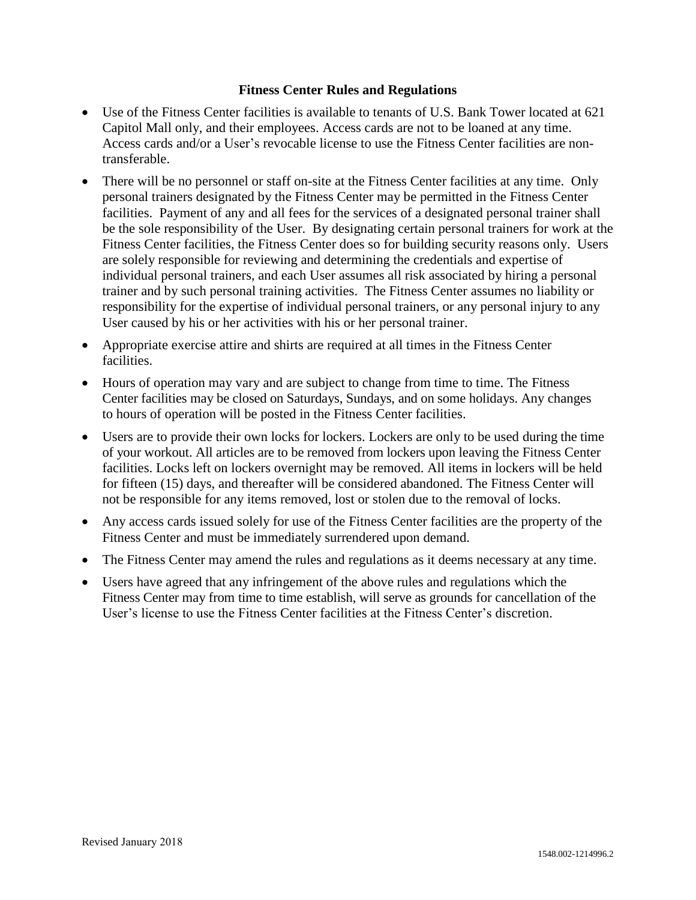**Fitness Center Rules and Regulations**

- Use of the Fitness Center facilities is available to tenants of U.S. Bank Tower located at 621 Capitol Mall only, and their employees. Access cards are not to be loaned at any time. Access cards and/or a User's revocable license to use the Fitness Center facilities are non-transferable.
- There will be no personnel or staff on-site at the Fitness Center facilities at any time. Only personal trainers designated by the Fitness Center may be permitted in the Fitness Center facilities. Payment of any and all fees for the services of a designated personal trainer shall be the sole responsibility of the User. By designating certain personal trainers for work at the Fitness Center facilities, the Fitness Center does so for building security reasons only. Users are solely responsible for reviewing and determining the credentials and expertise of individual personal trainers, and each User assumes all risk associated by hiring a personal trainer and by such personal training activities. The Fitness Center assumes no liability or responsibility for the expertise of individual personal trainers, or any personal injury to any User caused by his or her activities with his or her personal trainer.
- Appropriate exercise attire and shirts are required at all times in the Fitness Center facilities.
- Hours of operation may vary and are subject to change from time to time. The Fitness Center facilities may be closed on Saturdays, Sundays, and on some holidays. Any changes to hours of operation will be posted in the Fitness Center facilities.
- Users are to provide their own locks for lockers. Lockers are only to be used during the time of your workout. All articles are to be removed from lockers upon leaving the Fitness Center facilities. Locks left on lockers overnight may be removed. All items in lockers will be held for fifteen (15) days, and thereafter will be considered abandoned. The Fitness Center will not be responsible for any items removed, lost or stolen due to the removal of locks.
- Any access cards issued solely for use of the Fitness Center facilities are the property of the Fitness Center and must be immediately surrendered upon demand.
- The Fitness Center may amend the rules and regulations as it deems necessary at any time.
- Users have agreed that any infringement of the above rules and regulations which the Fitness Center may from time to time establish, will serve as grounds for cancellation of the User's license to use the Fitness Center facilities at the Fitness Center's discretion.

Revised January 2018

1548.002-1214996.2